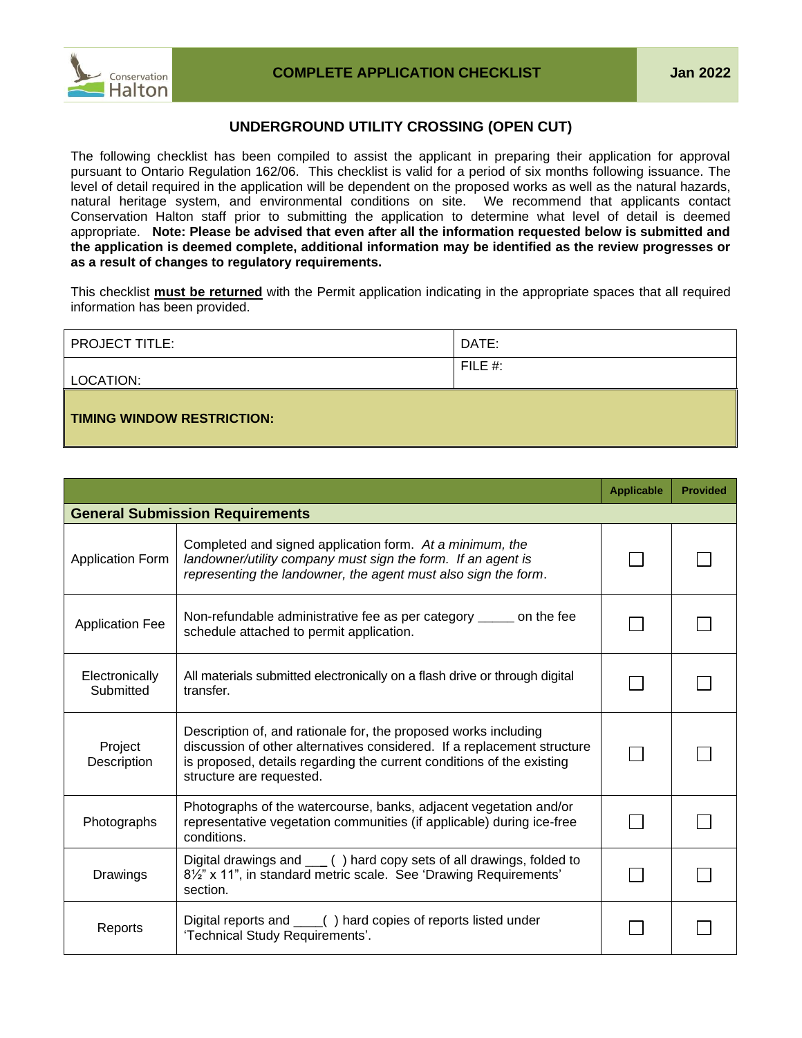# COMPLETE APPLICATION CHECKLIST

Jan 2022

## UNDERGROUND UTILITY CROSSING (OPEN CUT)

The following checklist has been compiled to assist the applicant in preparing their application for approval pursuant to Ontario Regulation 162/06. This checklist is valid for a period of six months following issuance. The level of detail required in the application will be dependent on the proposed works as well as the natural hazards, natural heritage system, and environmental conditions on site. We recommend that applicants contact Conservation Halton staff prior to submitting the application to determine what level of detail is deemed appropriate. **Note: Please be advised that even after all the information requested below is submitted and the application is deemed complete, additional information may be identified as the review progresses or as a result of changes to regulatory requirements.**

This checklist **must be returned** with the Permit application indicating in the appropriate spaces that all required information has been provided.

| PROJECT TITLE: | DATE: |
|---|---|
| LOCATION: | FILE #: |
| **TIMING WINDOW RESTRICTION:** | |

| | | Applicable | Provided |
|---|---|---|---|
| **General Submission Requirements** | | | |
| Application Form | Completed and signed application form. *At a minimum, the landowner/utility company must sign the form. If an agent is representing the landowner, the agent must also sign the form.* | ☐ | ☐ |
| Application Fee | Non-refundable administrative fee as per category _____ on the fee schedule attached to permit application. | ☐ | ☐ |
| Electronically Submitted | All materials submitted electronically on a flash drive or through digital transfer. | ☐ | ☐ |
| Project Description | Description of, and rationale for, the proposed works including discussion of other alternatives considered. If a replacement structure is proposed, details regarding the current conditions of the existing structure are requested. | ☐ | ☐ |
| Photographs | Photographs of the watercourse, banks, adjacent vegetation and/or representative vegetation communities (if applicable) during ice-free conditions. | ☐ | ☐ |
| Drawings | Digital drawings and ___ ( ) hard copy sets of all drawings, folded to 8½" x 11", in standard metric scale. See 'Drawing Requirements' section. | ☐ | ☐ |
| Reports | Digital reports and ____( ) hard copies of reports listed under 'Technical Study Requirements'. | ☐ | ☐ |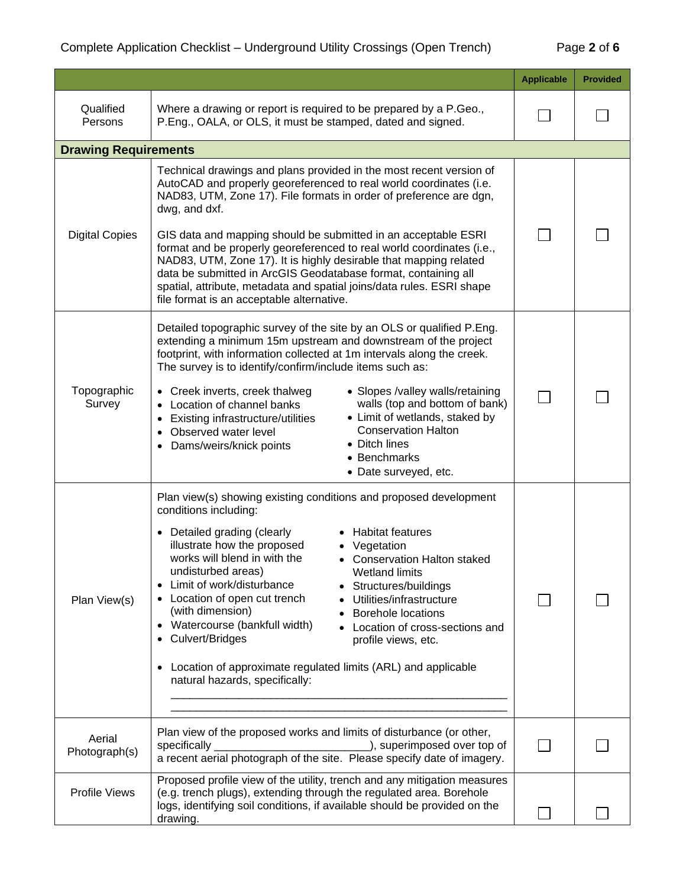| | | Applicable | Provided |
|---|---|---|---|
| Qualified Persons | Where a drawing or report is required to be prepared by a P.Geo., P.Eng., OALA, or OLS, it must be stamped, dated and signed. | ☐ | ☐ |
| **Drawing Requirements** | | | |
| Digital Copies | Technical drawings and plans provided in the most recent version of AutoCAD and properly georeferenced to real world coordinates (i.e. NAD83, UTM, Zone 17). File formats in order of preference are dgn, dwg, and dxf.<br><br>GIS data and mapping should be submitted in an acceptable ESRI format and be properly georeferenced to real world coordinates (i.e., NAD83, UTM, Zone 17). It is highly desirable that mapping related data be submitted in ArcGIS Geodatabase format, containing all spatial, attribute, metadata and spatial joins/data rules. ESRI shape file format is an acceptable alternative. | ☐ | ☐ |
| Topographic Survey | Detailed topographic survey of the site by an OLS or qualified P.Eng. extending a minimum 15m upstream and downstream of the project footprint, with information collected at 1m intervals along the creek. The survey is to identify/confirm/include items such as:<br>• Creek inverts, creek thalweg<br>• Location of channel banks<br>• Existing infrastructure/utilities<br>• Observed water level<br>• Dams/weirs/knick points<br>• Slopes /valley walls/retaining walls (top and bottom of bank)<br>• Limit of wetlands, staked by Conservation Halton<br>• Ditch lines<br>• Benchmarks<br>• Date surveyed, etc. | ☐ | ☐ |
| Plan View(s) | Plan view(s) showing existing conditions and proposed development conditions including:<br>• Detailed grading (clearly illustrate how the proposed works will blend in with the undisturbed areas)<br>• Limit of work/disturbance<br>• Location of open cut trench (with dimension)<br>• Watercourse (bankfull width)<br>• Culvert/Bridges<br>• Habitat features<br>• Vegetation<br>• Conservation Halton staked Wetland limits<br>• Structures/buildings<br>• Utilities/infrastructure<br>• Borehole locations<br>• Location of cross-sections and profile views, etc.<br><br>• Location of approximate regulated limits (ARL) and applicable natural hazards, specifically:<br>\_\_\_\_\_\_\_\_\_\_\_\_\_\_\_\_\_\_\_\_\_\_\_\_\_\_\_\_\_\_\_\_\_\_\_\_\_\_\_\_<br>\_\_\_\_\_\_\_\_\_\_\_\_\_\_\_\_\_\_\_\_\_\_\_\_\_\_\_\_\_\_\_\_\_\_\_\_\_\_\_\_ | ☐ | ☐ |
| Aerial Photograph(s) | Plan view of the proposed works and limits of disturbance (or other, specifically \_\_\_\_\_\_\_\_\_\_\_\_\_\_\_\_\_\_\_\_\_\_\_\_), superimposed over top of a recent aerial photograph of the site. Please specify date of imagery. | ☐ | ☐ |
| Profile Views | Proposed profile view of the utility, trench and any mitigation measures (e.g. trench plugs), extending through the regulated area. Borehole logs, identifying soil conditions, if available should be provided on the drawing. | ☐ | ☐ |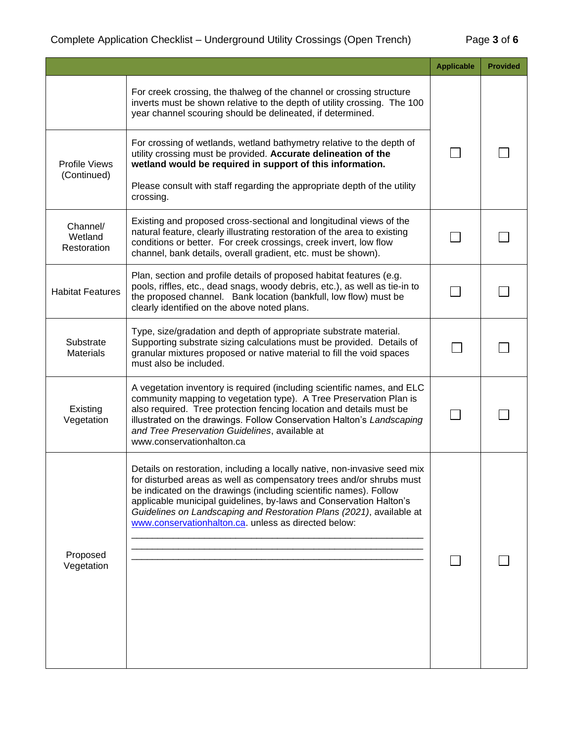| | | Applicable | Provided |
|---|---|---|---|
| Profile Views (Continued) | For creek crossing, the thalweg of the channel or crossing structure inverts must be shown relative to the depth of utility crossing. The 100 year channel scouring should be delineated, if determined.<br><br>For crossing of wetlands, wetland bathymetry relative to the depth of utility crossing must be provided. **Accurate delineation of the wetland would be required in support of this information.**<br><br>Please consult with staff regarding the appropriate depth of the utility crossing. | ☐ | ☐ |
| Channel/ Wetland Restoration | Existing and proposed cross-sectional and longitudinal views of the natural feature, clearly illustrating restoration of the area to existing conditions or better. For creek crossings, creek invert, low flow channel, bank details, overall gradient, etc. must be shown). | ☐ | ☐ |
| Habitat Features | Plan, section and profile details of proposed habitat features (e.g. pools, riffles, etc., dead snags, woody debris, etc.), as well as tie-in to the proposed channel. Bank location (bankfull, low flow) must be clearly identified on the above noted plans. | ☐ | ☐ |
| Substrate Materials | Type, size/gradation and depth of appropriate substrate material. Supporting substrate sizing calculations must be provided. Details of granular mixtures proposed or native material to fill the void spaces must also be included. | ☐ | ☐ |
| Existing Vegetation | A vegetation inventory is required (including scientific names, and ELC community mapping to vegetation type). A Tree Preservation Plan is also required. Tree protection fencing location and details must be illustrated on the drawings. Follow Conservation Halton's *Landscaping and Tree Preservation Guidelines*, available at www.conservationhalton.ca | ☐ | ☐ |
| Proposed Vegetation | Details on restoration, including a locally native, non-invasive seed mix for disturbed areas as well as compensatory trees and/or shrubs must be indicated on the drawings (including scientific names). Follow applicable municipal guidelines, by-laws and Conservation Halton's *Guidelines on Landscaping and Restoration Plans (2021)*, available at www.conservationhalton.ca. unless as directed below:<br>___________________________________________<br>___________________________________________<br>___________________________________________ | ☐ | ☐ |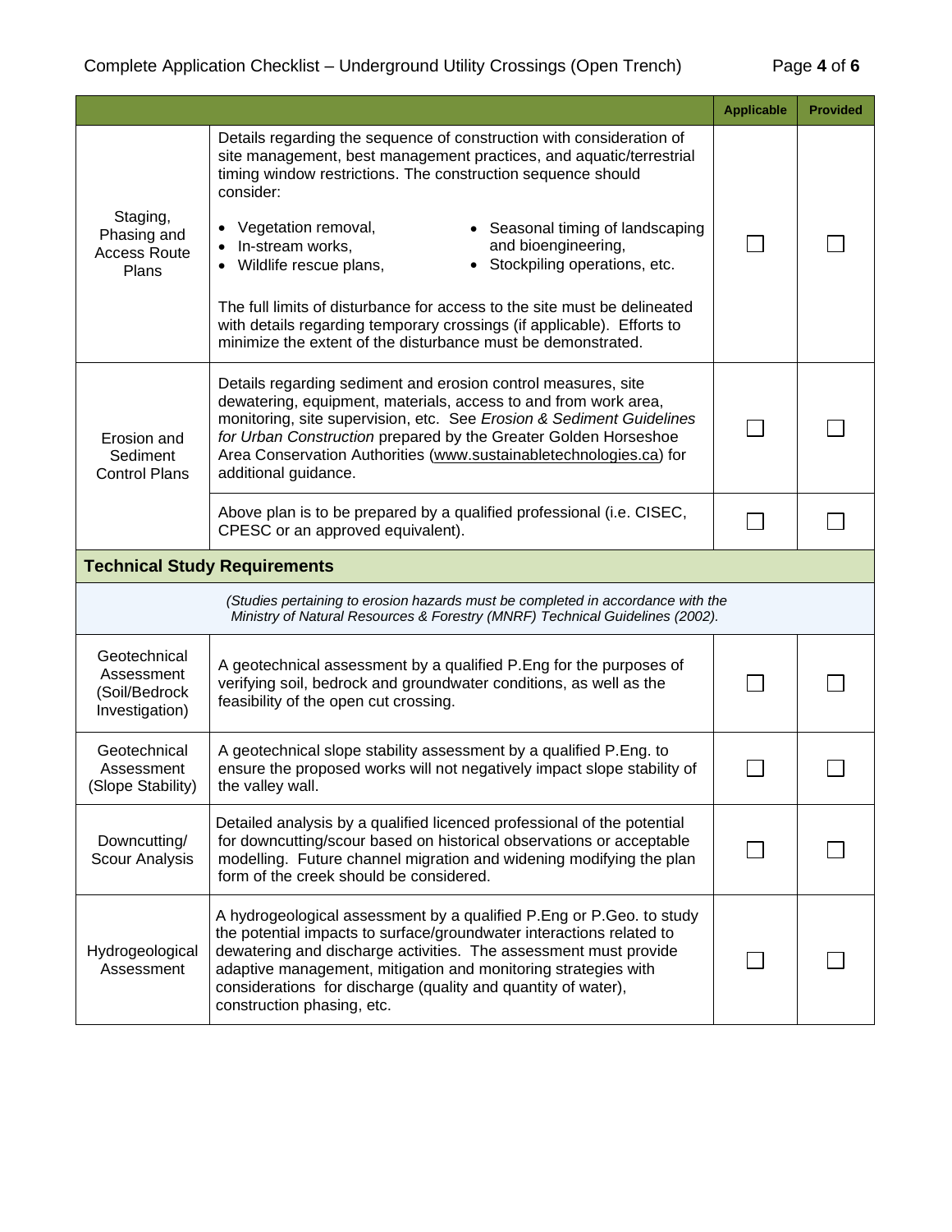| | | Applicable | Provided |
|---|---|---|---|
| Staging, Phasing and Access Route Plans | Details regarding the sequence of construction with consideration of site management, best management practices, and aquatic/terrestrial timing window restrictions. The construction sequence should consider:<br>• Vegetation removal,<br>• In-stream works,<br>• Wildlife rescue plans,<br>• Seasonal timing of landscaping and bioengineering,<br>• Stockpiling operations, etc.<br><br>The full limits of disturbance for access to the site must be delineated with details regarding temporary crossings (if applicable). Efforts to minimize the extent of the disturbance must be demonstrated. | ☐ | ☐ |
| Erosion and Sediment Control Plans | Details regarding sediment and erosion control measures, site dewatering, equipment, materials, access to and from work area, monitoring, site supervision, etc. See *Erosion & Sediment Guidelines for Urban Construction* prepared by the Greater Golden Horseshoe Area Conservation Authorities (www.sustainabletechnologies.ca) for additional guidance. | ☐ | ☐ |
| | Above plan is to be prepared by a qualified professional (i.e. CISEC, CPESC or an approved equivalent). | ☐ | ☐ |
| **Technical Study Requirements** | | | |
| | *(Studies pertaining to erosion hazards must be completed in accordance with the Ministry of Natural Resources & Forestry (MNRF) Technical Guidelines (2002).* | | |
| Geotechnical Assessment (Soil/Bedrock Investigation) | A geotechnical assessment by a qualified P.Eng for the purposes of verifying soil, bedrock and groundwater conditions, as well as the feasibility of the open cut crossing. | ☐ | ☐ |
| Geotechnical Assessment (Slope Stability) | A geotechnical slope stability assessment by a qualified P.Eng. to ensure the proposed works will not negatively impact slope stability of the valley wall. | ☐ | ☐ |
| Downcutting/ Scour Analysis | Detailed analysis by a qualified licenced professional of the potential for downcutting/scour based on historical observations or acceptable modelling. Future channel migration and widening modifying the plan form of the creek should be considered. | ☐ | ☐ |
| Hydrogeological Assessment | A hydrogeological assessment by a qualified P.Eng or P.Geo. to study the potential impacts to surface/groundwater interactions related to dewatering and discharge activities. The assessment must provide adaptive management, mitigation and monitoring strategies with considerations for discharge (quality and quantity of water), construction phasing, etc. | ☐ | ☐ |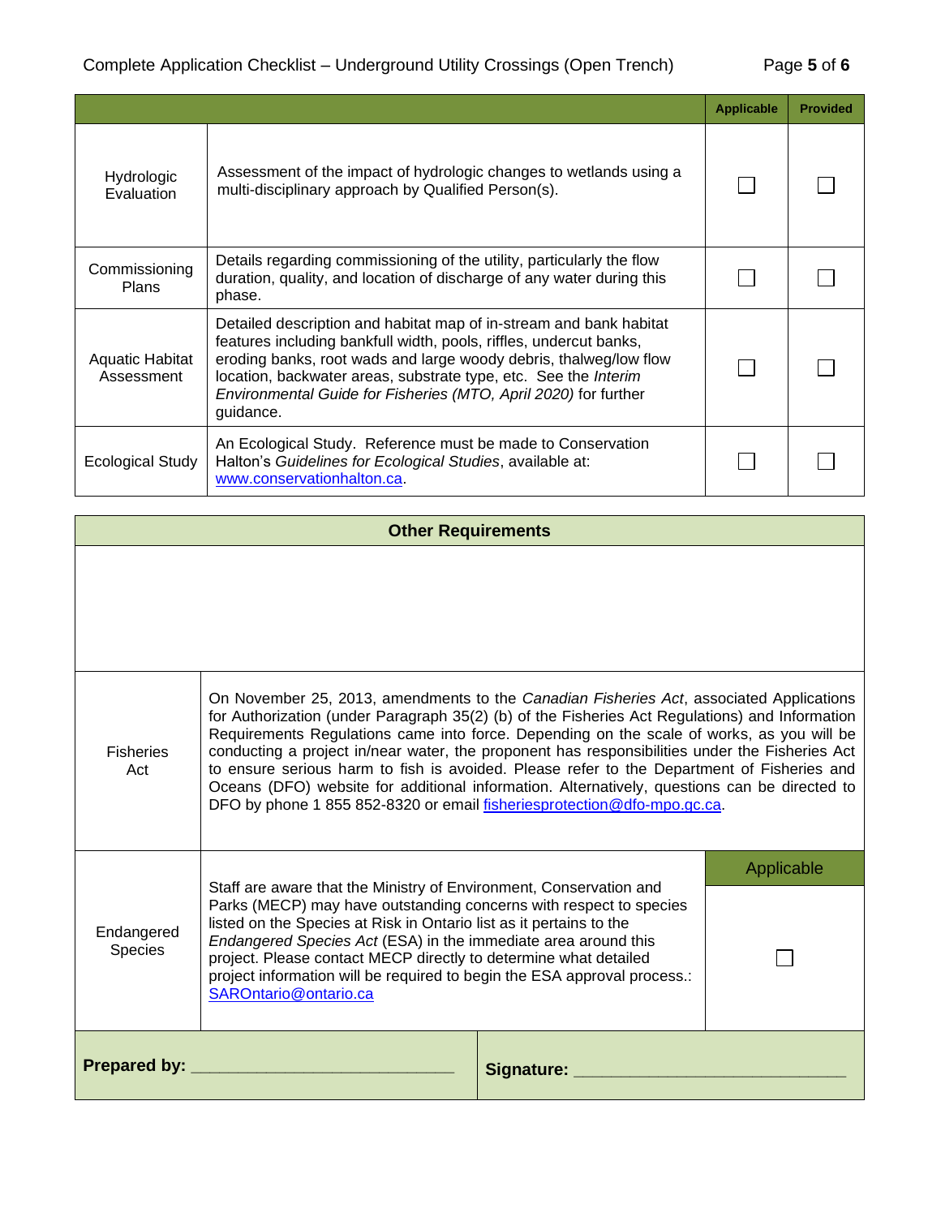| | | Applicable | Provided |
|---|---|---|---|
| Hydrologic Evaluation | Assessment of the impact of hydrologic changes to wetlands using a multi-disciplinary approach by Qualified Person(s). | ☐ | ☐ |
| Commissioning Plans | Details regarding commissioning of the utility, particularly the flow duration, quality, and location of discharge of any water during this phase. | ☐ | ☐ |
| Aquatic Habitat Assessment | Detailed description and habitat map of in-stream and bank habitat features including bankfull width, pools, riffles, undercut banks, eroding banks, root wads and large woody debris, thalweg/low flow location, backwater areas, substrate type, etc. See the *Interim Environmental Guide for Fisheries (MTO, April 2020)* for further guidance. | ☐ | ☐ |
| Ecological Study | An Ecological Study. Reference must be made to Conservation Halton's *Guidelines for Ecological Studies*, available at: www.conservationhalton.ca. | ☐ | ☐ |

## Other Requirements

| | | |
|---|---|---|
| Fisheries Act | On November 25, 2013, amendments to the *Canadian Fisheries Act*, associated Applications for Authorization (under Paragraph 35(2) (b) of the Fisheries Act Regulations) and Information Requirements Regulations came into force. Depending on the scale of works, as you will be conducting a project in/near water, the proponent has responsibilities under the Fisheries Act to ensure serious harm to fish is avoided. Please refer to the Department of Fisheries and Oceans (DFO) website for additional information. Alternatively, questions can be directed to DFO by phone 1 855 852-8320 or email fisheriesprotection@dfo-mpo.gc.ca. | |
| Endangered Species | Staff are aware that the Ministry of Environment, Conservation and Parks (MECP) may have outstanding concerns with respect to species listed on the Species at Risk in Ontario list as it pertains to the *Endangered Species Act* (ESA) in the immediate area around this project. Please contact MECP directly to determine what detailed project information will be required to begin the ESA approval process.: SAROntario@ontario.ca | Applicable<br>☐ |

**Prepared by:** ____________________________ **Signature:** ____________________________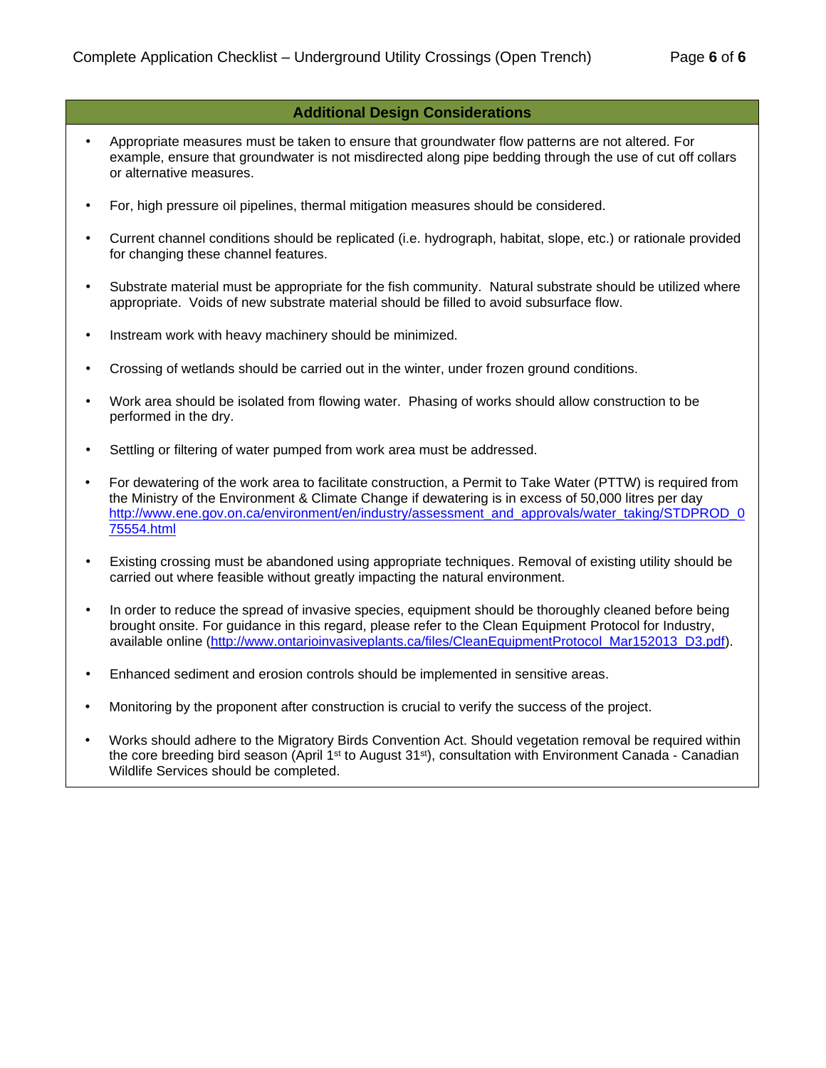## Additional Design Considerations

- Appropriate measures must be taken to ensure that groundwater flow patterns are not altered. For example, ensure that groundwater is not misdirected along pipe bedding through the use of cut off collars or alternative measures.
- For, high pressure oil pipelines, thermal mitigation measures should be considered.
- Current channel conditions should be replicated (i.e. hydrograph, habitat, slope, etc.) or rationale provided for changing these channel features.
- Substrate material must be appropriate for the fish community. Natural substrate should be utilized where appropriate. Voids of new substrate material should be filled to avoid subsurface flow.
- Instream work with heavy machinery should be minimized.
- Crossing of wetlands should be carried out in the winter, under frozen ground conditions.
- Work area should be isolated from flowing water. Phasing of works should allow construction to be performed in the dry.
- Settling or filtering of water pumped from work area must be addressed.
- For dewatering of the work area to facilitate construction, a Permit to Take Water (PTTW) is required from the Ministry of the Environment & Climate Change if dewatering is in excess of 50,000 litres per day http://www.ene.gov.on.ca/environment/en/industry/assessment_and_approvals/water_taking/STDPROD_075554.html
- Existing crossing must be abandoned using appropriate techniques. Removal of existing utility should be carried out where feasible without greatly impacting the natural environment.
- In order to reduce the spread of invasive species, equipment should be thoroughly cleaned before being brought onsite. For guidance in this regard, please refer to the Clean Equipment Protocol for Industry, available online (http://www.ontarioinvasiveplants.ca/files/CleanEquipmentProtocol_Mar152013_D3.pdf).
- Enhanced sediment and erosion controls should be implemented in sensitive areas.
- Monitoring by the proponent after construction is crucial to verify the success of the project.
- Works should adhere to the Migratory Birds Convention Act. Should vegetation removal be required within the core breeding bird season (April 1st to August 31st), consultation with Environment Canada - Canadian Wildlife Services should be completed.